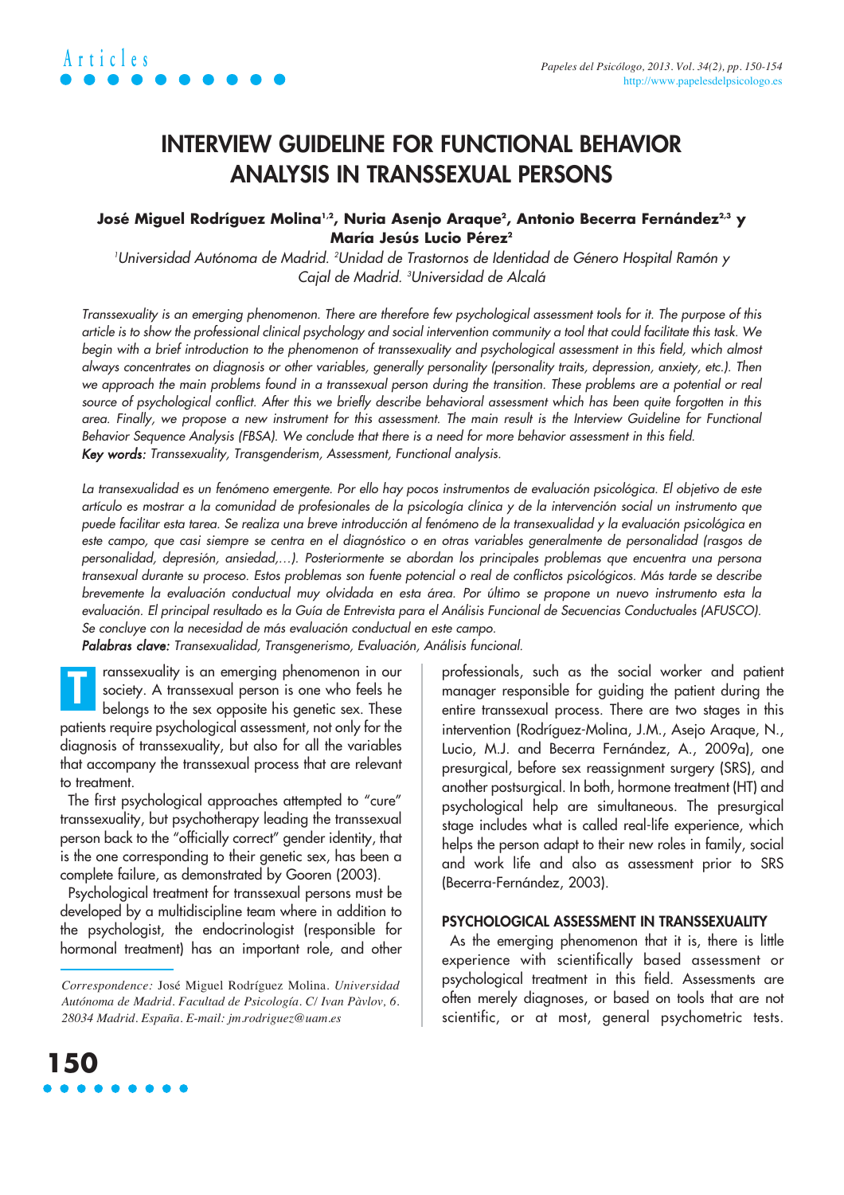# INTERVIEW GUIDELINE FOR FUNCTIONAL BEHAVIOR ANALYSIS IN TRANSSEXUAL PERSONS

**José Miguel Rodríguez Molina[1,2], Nuria Asenjo Araque[2], Antonio Becerra Fernández[2,3] y María Jesús Lucio Pérez[2]**

[1]*Universidad Autónoma de Madrid.* [2]*Unidad de Trastornos de Identidad de Género Hospital Ramón y Cajal de Madrid.* [3]*Universidad de Alcalá*

*Transsexuality is an emerging phenomenon. There are therefore few psychological assessment tools for it. The purpose of this article is to show the professional clinical psychology and social intervention community a tool that could facilitate this task. We begin with a brief introduction to the phenomenon of transsexuality and psychological assessment in this field, which almost always concentrates on diagnosis or other variables, generally personality (personality traits, depression, anxiety, etc.). Then we approach the main problems found in a transsexual person during the transition. These problems are a potential or real source of psychological conflict. After this we briefly describe behavioral assessment which has been quite forgotten in this area. Finally, we propose a new instrument for this assessment. The main result is the Interview Guideline for Functional Behavior Sequence Analysis (FBSA). We conclude that there is a need for more behavior assessment in this field.*
***Key words:*** *Transsexuality, Transgenderism, Assessment, Functional analysis.*

*La transexualidad es un fenómeno emergente. Por ello hay pocos instrumentos de evaluación psicológica. El objetivo de este artículo es mostrar a la comunidad de profesionales de la psicología clínica y de la intervención social un instrumento que puede facilitar esta tarea. Se realiza una breve introducción al fenómeno de la transexualidad y la evaluación psicológica en este campo, que casi siempre se centra en el diagnóstico o en otras variables generalmente de personalidad (rasgos de personalidad, depresión, ansiedad,…). Posteriormente se abordan los principales problemas que encuentra una persona transexual durante su proceso. Estos problemas son fuente potencial o real de conflictos psicológicos. Más tarde se describe brevemente la evaluación conductual muy olvidada en esta área. Por último se propone un nuevo instrumento esta la evaluación. El principal resultado es la Guía de Entrevista para el Análisis Funcional de Secuencias Conductuales (AFUSCO). Se concluye con la necesidad de más evaluación conductual en este campo.*
***Palabras clave:*** *Transexualidad, Transgenerismo, Evaluación, Análisis funcional.*

Transsexuality is an emerging phenomenon in our society. A transsexual person is one who feels he belongs to the sex opposite his genetic sex. These patients require psychological assessment, not only for the diagnosis of transsexuality, but also for all the variables that accompany the transsexual process that are relevant to treatment.

The first psychological approaches attempted to "cure" transsexuality, but psychotherapy leading the transsexual person back to the "officially correct" gender identity, that is the one corresponding to their genetic sex, has been a complete failure, as demonstrated by Gooren (2003).

Psychological treatment for transsexual persons must be developed by a multidiscipline team where in addition to the psychologist, the endocrinologist (responsible for hormonal treatment) has an important role, and other professionals, such as the social worker and patient manager responsible for guiding the patient during the entire transsexual process. There are two stages in this intervention (Rodríguez-Molina, J.M., Asejo Araque, N., Lucio, M.J. and Becerra Fernández, A., 2009a), one presurgical, before sex reassignment surgery (SRS), and another postsurgical. In both, hormone treatment (HT) and psychological help are simultaneous. The presurgical stage includes what is called real-life experience, which helps the person adapt to their new roles in family, social and work life and also as assessment prior to SRS (Becerra-Fernández, 2003).

*Correspondence:* José Miguel Rodríguez Molina. *Universidad Autónoma de Madrid. Facultad de Psicología. C/ Ivan Pàvlov, 6. 28034 Madrid. España. E-mail: jm.rodriguez@uam.es*

## PSYCHOLOGICAL ASSESSMENT IN TRANSSEXUALITY

As the emerging phenomenon that it is, there is little experience with scientifically based assessment or psychological treatment in this field. Assessments are often merely diagnoses, or based on tools that are not scientific, or at most, general psychometric tests.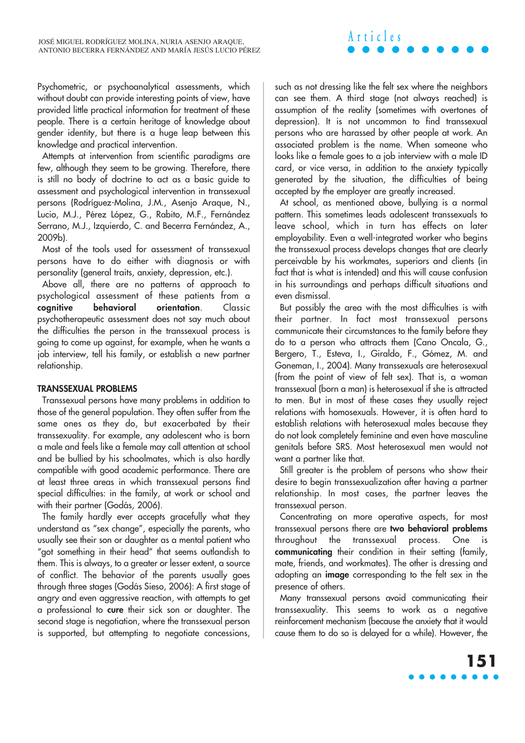Psychometric, or psychoanalytical assessments, which without doubt can provide interesting points of view, have provided little practical information for treatment of these people. There is a certain heritage of knowledge about gender identity, but there is a huge leap between this knowledge and practical intervention.

Attempts at intervention from scientific paradigms are few, although they seem to be growing. Therefore, there is still no body of doctrine to act as a basic guide to assessment and psychological intervention in transsexual persons (Rodríguez-Molina, J.M., Asenjo Araque, N., Lucio, M.J., Pérez López, G., Rabito, M.F., Fernández Serrano, M.J., Izquierdo, C. and Becerra Fernández, A., 2009b).

Most of the tools used for assessment of transsexual persons have to do either with diagnosis or with personality (general traits, anxiety, depression, etc.).

Above all, there are no patterns of approach to psychological assessment of these patients from a **cognitive behavioral orientation**. Classic psychotherapeutic assessment does not say much about the difficulties the person in the transsexual process is going to come up against, for example, when he wants a job interview, tell his family, or establish a new partner relationship.

### TRANSSEXUAL PROBLEMS

Transsexual persons have many problems in addition to those of the general population. They often suffer from the same ones as they do, but exacerbated by their transsexuality. For example, any adolescent who is born a male and feels like a female may call attention at school and be bullied by his schoolmates, which is also hardly compatible with good academic performance. There are at least three areas in which transsexual persons find special difficulties: in the family, at work or school and with their partner (Godás, 2006).

The family hardly ever accepts gracefully what they understand as "sex change", especially the parents, who usually see their son or daughter as a mental patient who "got something in their head" that seems outlandish to them. This is always, to a greater or lesser extent, a source of conflict. The behavior of the parents usually goes through three stages (Godás Sieso, 2006): A first stage of angry and even aggressive reaction, with attempts to get a professional to **cure** their sick son or daughter. The second stage is negotiation, where the transsexual person is supported, but attempting to negotiate concessions, such as not dressing like the felt sex where the neighbors can see them. A third stage (not always reached) is assumption of the reality (sometimes with overtones of depression). It is not uncommon to find transsexual persons who are harassed by other people at work. An associated problem is the name. When someone who looks like a female goes to a job interview with a male ID card, or vice versa, in addition to the anxiety typically generated by the situation, the difficulties of being accepted by the employer are greatly increased.

At school, as mentioned above, bullying is a normal pattern. This sometimes leads adolescent transsexuals to leave school, which in turn has effects on later employability. Even a well-integrated worker who begins the transsexual process develops changes that are clearly perceivable by his workmates, superiors and clients (in fact that is what is intended) and this will cause confusion in his surroundings and perhaps difficult situations and even dismissal.

But possibly the area with the most difficulties is with their partner. In fact most transsexual persons communicate their circumstances to the family before they do to a person who attracts them (Cano Oncala, G., Bergero, T., Esteva, I., Giraldo, F., Gómez, M. and Goneman, I., 2004). Many transsexuals are heterosexual (from the point of view of felt sex). That is, a woman transsexual (born a man) is heterosexual if she is attracted to men. But in most of these cases they usually reject relations with homosexuals. However, it is often hard to establish relations with heterosexual males because they do not look completely feminine and even have masculine genitals before SRS. Most heterosexual men would not want a partner like that.

Still greater is the problem of persons who show their desire to begin transsexualization after having a partner relationship. In most cases, the partner leaves the transsexual person.

Concentrating on more operative aspects, for most transsexual persons there are **two behavioral problems** throughout the transsexual process. One is **communicating** their condition in their setting (family, mate, friends, and workmates). The other is dressing and adopting an **image** corresponding to the felt sex in the presence of others.

Many transsexual persons avoid communicating their transsexuality. This seems to work as a negative reinforcement mechanism (because the anxiety that it would cause them to do so is delayed for a while). However, the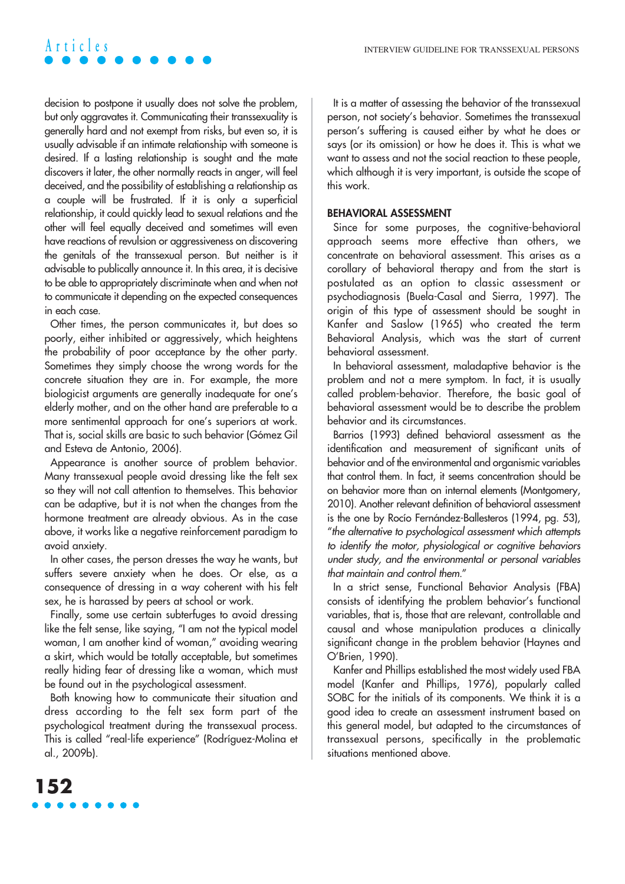decision to postpone it usually does not solve the problem, but only aggravates it. Communicating their transsexuality is generally hard and not exempt from risks, but even so, it is usually advisable if an intimate relationship with someone is desired. If a lasting relationship is sought and the mate discovers it later, the other normally reacts in anger, will feel deceived, and the possibility of establishing a relationship as a couple will be frustrated. If it is only a superficial relationship, it could quickly lead to sexual relations and the other will feel equally deceived and sometimes will even have reactions of revulsion or aggressiveness on discovering the genitals of the transsexual person. But neither is it advisable to publically announce it. In this area, it is decisive to be able to appropriately discriminate when and when not to communicate it depending on the expected consequences in each case.

Other times, the person communicates it, but does so poorly, either inhibited or aggressively, which heightens the probability of poor acceptance by the other party. Sometimes they simply choose the wrong words for the concrete situation they are in. For example, the more biologicist arguments are generally inadequate for one's elderly mother, and on the other hand are preferable to a more sentimental approach for one's superiors at work. That is, social skills are basic to such behavior (Gómez Gil and Esteva de Antonio, 2006).

Appearance is another source of problem behavior. Many transsexual people avoid dressing like the felt sex so they will not call attention to themselves. This behavior can be adaptive, but it is not when the changes from the hormone treatment are already obvious. As in the case above, it works like a negative reinforcement paradigm to avoid anxiety.

In other cases, the person dresses the way he wants, but suffers severe anxiety when he does. Or else, as a consequence of dressing in a way coherent with his felt sex, he is harassed by peers at school or work.

Finally, some use certain subterfuges to avoid dressing like the felt sense, like saying, "I am not the typical model woman, I am another kind of woman," avoiding wearing a skirt, which would be totally acceptable, but sometimes really hiding fear of dressing like a woman, which must be found out in the psychological assessment.

Both knowing how to communicate their situation and dress according to the felt sex form part of the psychological treatment during the transsexual process. This is called "real-life experience" (Rodríguez-Molina et al., 2009b).

It is a matter of assessing the behavior of the transsexual person, not society's behavior. Sometimes the transsexual person's suffering is caused either by what he does or says (or its omission) or how he does it. This is what we want to assess and not the social reaction to these people, which although it is very important, is outside the scope of this work.

## BEHAVIORAL ASSESSMENT

Since for some purposes, the cognitive-behavioral approach seems more effective than others, we concentrate on behavioral assessment. This arises as a corollary of behavioral therapy and from the start is postulated as an option to classic assessment or psychodiagnosis (Buela-Casal and Sierra, 1997). The origin of this type of assessment should be sought in Kanfer and Saslow (1965) who created the term Behavioral Analysis, which was the start of current behavioral assessment.

In behavioral assessment, maladaptive behavior is the problem and not a mere symptom. In fact, it is usually called problem-behavior. Therefore, the basic goal of behavioral assessment would be to describe the problem behavior and its circumstances.

Barrios (1993) defined behavioral assessment as the identification and measurement of significant units of behavior and of the environmental and organismic variables that control them. In fact, it seems concentration should be on behavior more than on internal elements (Montgomery, 2010). Another relevant definition of behavioral assessment is the one by Rocío Fernández-Ballesteros (1994, pg. 53), "*the alternative to psychological assessment which attempts to identify the motor, physiological or cognitive behaviors under study, and the environmental or personal variables that maintain and control them.*"

In a strict sense, Functional Behavior Analysis (FBA) consists of identifying the problem behavior's functional variables, that is, those that are relevant, controllable and causal and whose manipulation produces a clinically significant change in the problem behavior (Haynes and O'Brien, 1990).

Kanfer and Phillips established the most widely used FBA model (Kanfer and Phillips, 1976), popularly called SOBC for the initials of its components. We think it is a good idea to create an assessment instrument based on this general model, but adapted to the circumstances of transsexual persons, specifically in the problematic situations mentioned above.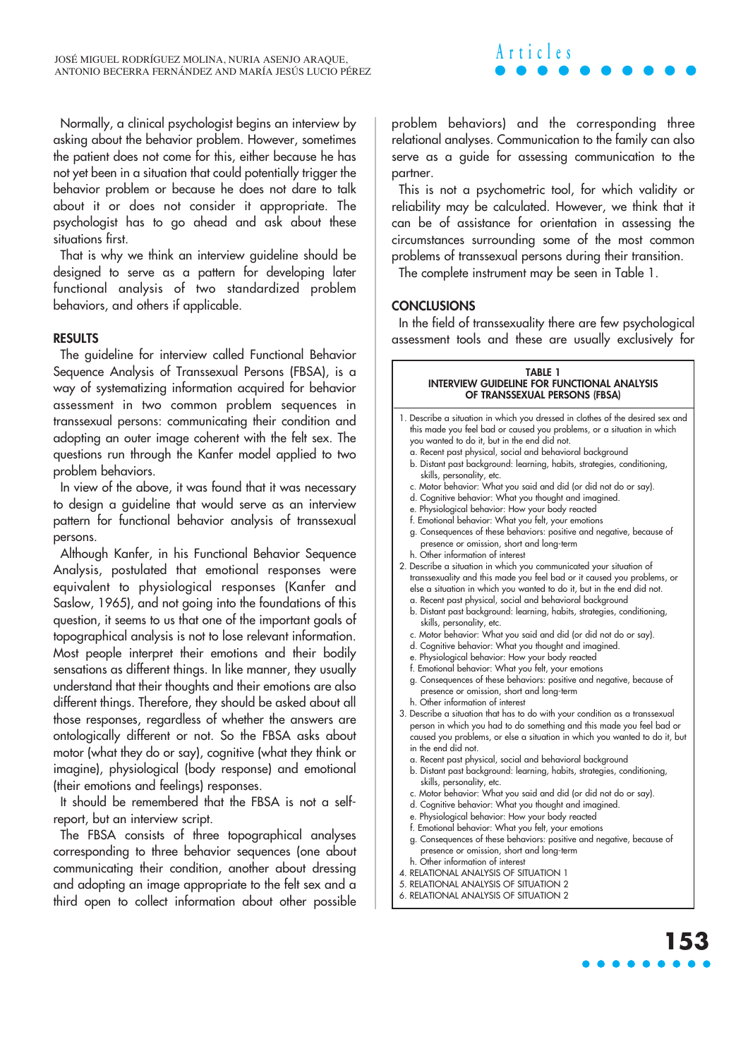Normally, a clinical psychologist begins an interview by asking about the behavior problem. However, sometimes the patient does not come for this, either because he has not yet been in a situation that could potentially trigger the behavior problem or because he does not dare to talk about it or does not consider it appropriate. The psychologist has to go ahead and ask about these situations first.

That is why we think an interview guideline should be designed to serve as a pattern for developing later functional analysis of two standardized problem behaviors, and others if applicable.

## RESULTS

The guideline for interview called Functional Behavior Sequence Analysis of Transsexual Persons (FBSA), is a way of systematizing information acquired for behavior assessment in two common problem sequences in transsexual persons: communicating their condition and adopting an outer image coherent with the felt sex. The questions run through the Kanfer model applied to two problem behaviors.

In view of the above, it was found that it was necessary to design a guideline that would serve as an interview pattern for functional behavior analysis of transsexual persons.

Although Kanfer, in his Functional Behavior Sequence Analysis, postulated that emotional responses were equivalent to physiological responses (Kanfer and Saslow, 1965), and not going into the foundations of this question, it seems to us that one of the important goals of topographical analysis is not to lose relevant information. Most people interpret their emotions and their bodily sensations as different things. In like manner, they usually understand that their thoughts and their emotions are also different things. Therefore, they should be asked about all those responses, regardless of whether the answers are ontologically different or not. So the FBSA asks about motor (what they do or say), cognitive (what they think or imagine), physiological (body response) and emotional (their emotions and feelings) responses.

It should be remembered that the FBSA is not a self-report, but an interview script.

The FBSA consists of three topographical analyses corresponding to three behavior sequences (one about communicating their condition, another about dressing and adopting an image appropriate to the felt sex and a third open to collect information about other possible problem behaviors) and the corresponding three relational analyses. Communication to the family can also serve as a guide for assessing communication to the partner.

This is not a psychometric tool, for which validity or reliability may be calculated. However, we think that it can be of assistance for orientation in assessing the circumstances surrounding some of the most common problems of transsexual persons during their transition.

The complete instrument may be seen in Table 1.

## CONCLUSIONS

In the field of transsexuality there are few psychological assessment tools and these are usually exclusively for

**TABLE 1**
**INTERVIEW GUIDELINE FOR FUNCTIONAL ANALYSIS OF TRANSSEXUAL PERSONS (FBSA)**

1. Describe a situation in which you dressed in clothes of the desired sex and this made you feel bad or caused you problems, or a situation in which you wanted to do it, but in the end did not.
   a. Recent past physical, social and behavioral background
   b. Distant past background: learning, habits, strategies, conditioning, skills, personality, etc.
   c. Motor behavior: What you said and did (or did not do or say).
   d. Cognitive behavior: What you thought and imagined.
   e. Physiological behavior: How your body reacted
   f. Emotional behavior: What you felt, your emotions
   g. Consequences of these behaviors: positive and negative, because of presence or omission, short and long-term
   h. Other information of interest
2. Describe a situation in which you communicated your situation of transsexuality and this made you feel bad or it caused you problems, or else a situation in which you wanted to do it, but in the end did not.
   a. Recent past physical, social and behavioral background
   b. Distant past background: learning, habits, strategies, conditioning, skills, personality, etc.
   c. Motor behavior: What you said and did (or did not do or say).
   d. Cognitive behavior: What you thought and imagined.
   e. Physiological behavior: How your body reacted
   f. Emotional behavior: What you felt, your emotions
   g. Consequences of these behaviors: positive and negative, because of presence or omission, short and long-term
   h. Other information of interest
3. Describe a situation that has to do with your condition as a transsexual person in which you had to do something and this made you feel bad or caused you problems, or else a situation in which you wanted to do it, but in the end did not.
   a. Recent past physical, social and behavioral background
   b. Distant past background: learning, habits, strategies, conditioning, skills, personality, etc.
   c. Motor behavior: What you said and did (or did not do or say).
   d. Cognitive behavior: What you thought and imagined.
   e. Physiological behavior: How your body reacted
   f. Emotional behavior: What you felt, your emotions
   g. Consequences of these behaviors: positive and negative, because of presence or omission, short and long-term
   h. Other information of interest
4. RELATIONAL ANALYSIS OF SITUATION 1
5. RELATIONAL ANALYSIS OF SITUATION 2
6. RELATIONAL ANALYSIS OF SITUATION 2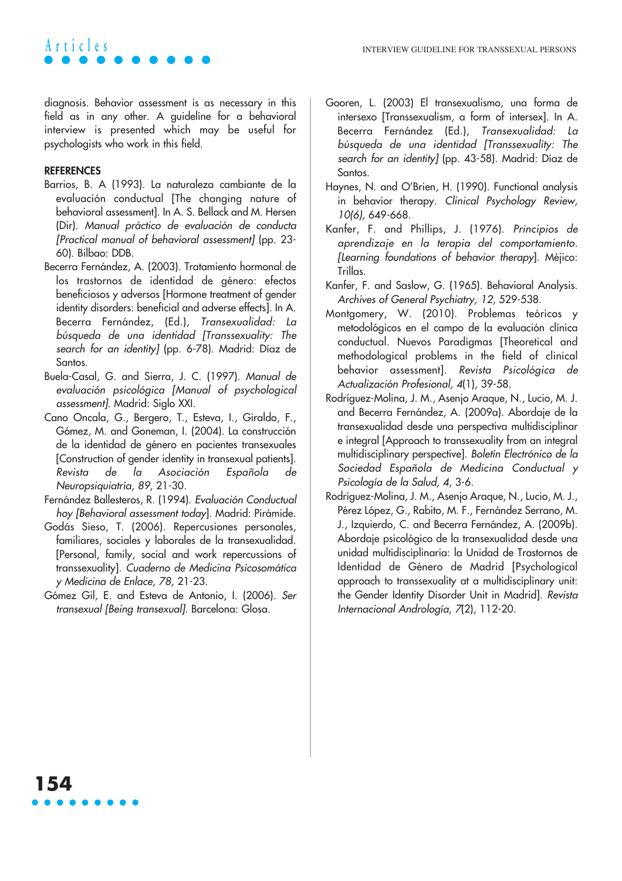diagnosis. Behavior assessment is as necessary in this field as in any other. A guideline for a behavioral interview is presented which may be useful for psychologists who work in this field.

## REFERENCES

Barrios, B. A (1993). La naturaleza cambiante de la evaluación conductual [The changing nature of behavioral assessment]. In A. S. Bellack and M. Hersen (Dir). *Manual práctico de evaluación de conducta [Practical manual of behavioral assessment]* (pp. 23-60). Bilbao: DDB.

Becerra Fernández, A. (2003). Tratamiento hormonal de los trastornos de identidad de género: efectos beneficiosos y adversos [Hormone treatment of gender identity disorders: beneficial and adverse effects]. In A. Becerra Fernández, (Ed.), *Transexualidad: La búsqueda de una identidad [Transsexuality: The search for an identity]* (pp. 6-78). Madrid: Díaz de Santos.

Buela-Casal, G. and Sierra, J. C. (1997). *Manual de evaluación psicológica [Manual of psychological assessment]*. Madrid: Siglo XXI.

Cano Oncala, G., Bergero, T., Esteva, I., Giraldo, F., Gómez, M. and Goneman, I. (2004). La construcción de la identidad de género en pacientes transexuales [Construction of gender identity in transexual patients]. *Revista de la Asociación Española de Neuropsiquiatría, 89*, 21-30.

Fernández Ballesteros, R. (1994). *Evaluación Conductual hoy [Behavioral assessment today*]. Madrid: Pirámide.

Godás Sieso, T. (2006). Repercusiones personales, familiares, sociales y laborales de la transexualidad. [Personal, family, social and work repercussions of transsexuality]. *Cuaderno de Medicina Psicosomática y Medicina de Enlace, 78*, 21-23.

Gómez Gil, E. and Esteva de Antonio, I. (2006). *Ser transexual [Being transexual]*. Barcelona: Glosa.

Gooren, L. (2003) El transexualismo, una forma de intersexo [Transsexualism, a form of intersex]. In A. Becerra Fernández (Ed.), *Transexualidad: La búsqueda de una identidad [Transsexuality: The search for an identity]* (pp. 43-58). Madrid: Díaz de Santos.

Haynes, N. and O'Brien, H. (1990). Functional analysis in behavior therapy. *Clinical Psychology Review, 10(6)*, 649-668.

Kanfer, F. and Phillips, J. (1976). *Principios de aprendizaje en la terapia del comportamiento. [Learning foundations of behavior therapy*]. Méjico: Trillas.

Kanfer, F. and Saslow, G. (1965). Behavioral Analysis. *Archives of General Psychiatry, 12*, 529-538.

Montgomery, W. (2010). Problemas teóricos y metodológicos en el campo de la evaluación clínica conductual. Nuevos Paradigmas [Theoretical and methodological problems in the field of clinical behavior assessment]. *Revista Psicológica de Actualización Profesional, 4*(1), 39-58.

Rodríguez-Molina, J. M., Asenjo Araque, N., Lucio, M. J. and Becerra Fernández, A. (2009a). Abordaje de la transexualidad desde una perspectiva multidisciplinar e integral [Approach to transsexuality from an integral multidisciplinary perspective]. *Boletín Electrónico de la Sociedad Española de Medicina Conductual y Psicología de la Salud, 4*, 3-6.

Rodríguez-Molina, J. M., Asenjo Araque, N., Lucio, M. J., Pérez López, G., Rabito, M. F., Fernández Serrano, M. J., Izquierdo, C. and Becerra Fernández, A. (2009b). Abordaje psicológico de la transexualidad desde una unidad multidisciplinaria: la Unidad de Trastornos de Identidad de Género de Madrid [Psychological approach to transsexuality at a multidisciplinary unit: the Gender Identity Disorder Unit in Madrid]. *Revista Internacional Andrología, 7*(2), 112-20.